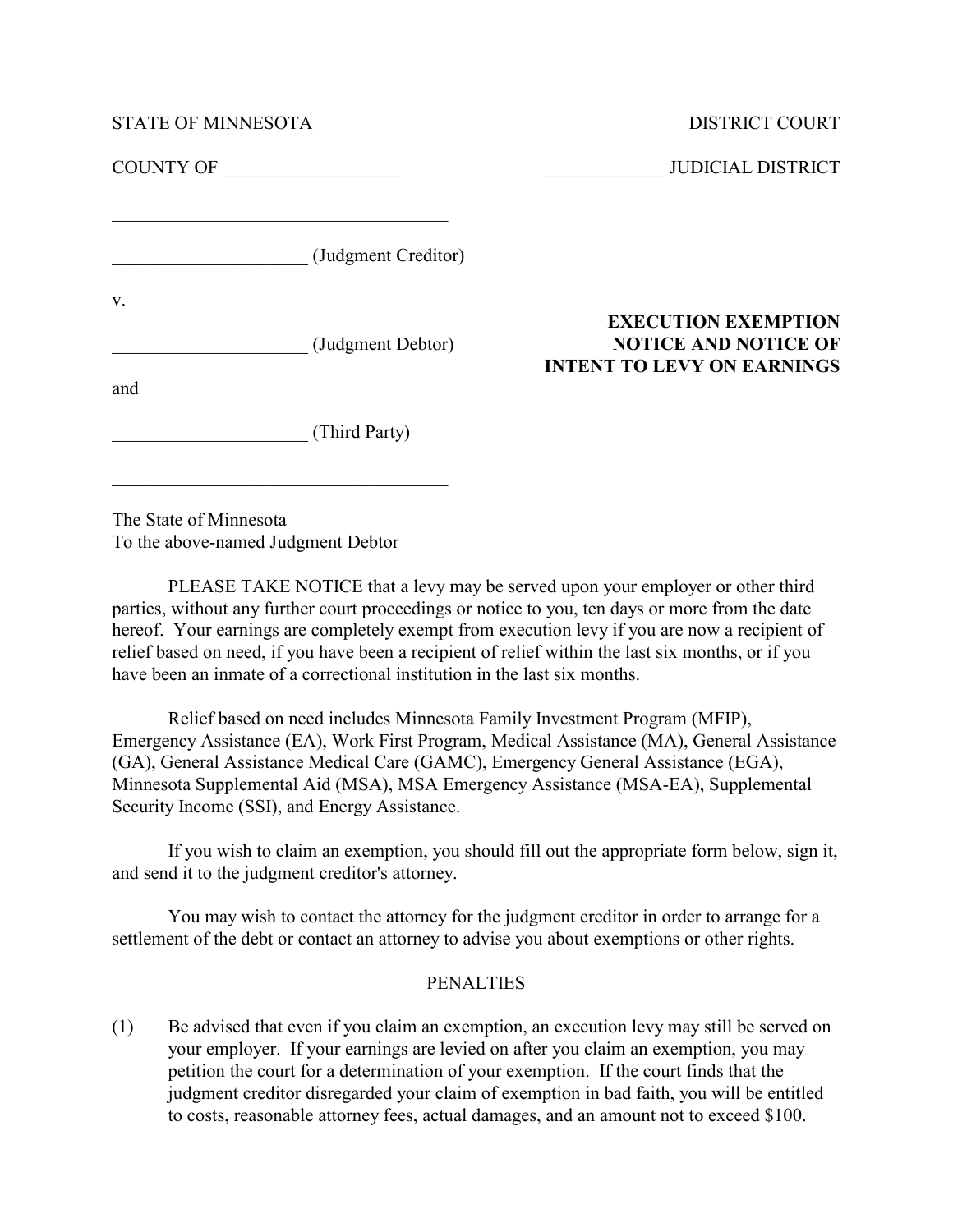STATE OF MINNESOTA DISTRICT COURT

COUNTY OF ___________________ _____________ JUDICIAL DISTRICT

_____________________________________

_____________________ (Judgment Creditor)

v.

_____________________ (Judgment Debtor)

and

_____________________ (Third Party)

_____________________________________

**EXECUTION EXEMPTION NOTICE AND NOTICE OF INTENT TO LEVY ON EARNINGS**

The State of Minnesota
To the above-named Judgment Debtor

PLEASE TAKE NOTICE that a levy may be served upon your employer or other third parties, without any further court proceedings or notice to you, ten days or more from the date hereof. Your earnings are completely exempt from execution levy if you are now a recipient of relief based on need, if you have been a recipient of relief within the last six months, or if you have been an inmate of a correctional institution in the last six months.

Relief based on need includes Minnesota Family Investment Program (MFIP), Emergency Assistance (EA), Work First Program, Medical Assistance (MA), General Assistance (GA), General Assistance Medical Care (GAMC), Emergency General Assistance (EGA), Minnesota Supplemental Aid (MSA), MSA Emergency Assistance (MSA-EA), Supplemental Security Income (SSI), and Energy Assistance.

If you wish to claim an exemption, you should fill out the appropriate form below, sign it, and send it to the judgment creditor's attorney.

You may wish to contact the attorney for the judgment creditor in order to arrange for a settlement of the debt or contact an attorney to advise you about exemptions or other rights.

PENALTIES

(1) Be advised that even if you claim an exemption, an execution levy may still be served on your employer. If your earnings are levied on after you claim an exemption, you may petition the court for a determination of your exemption. If the court finds that the judgment creditor disregarded your claim of exemption in bad faith, you will be entitled to costs, reasonable attorney fees, actual damages, and an amount not to exceed $100.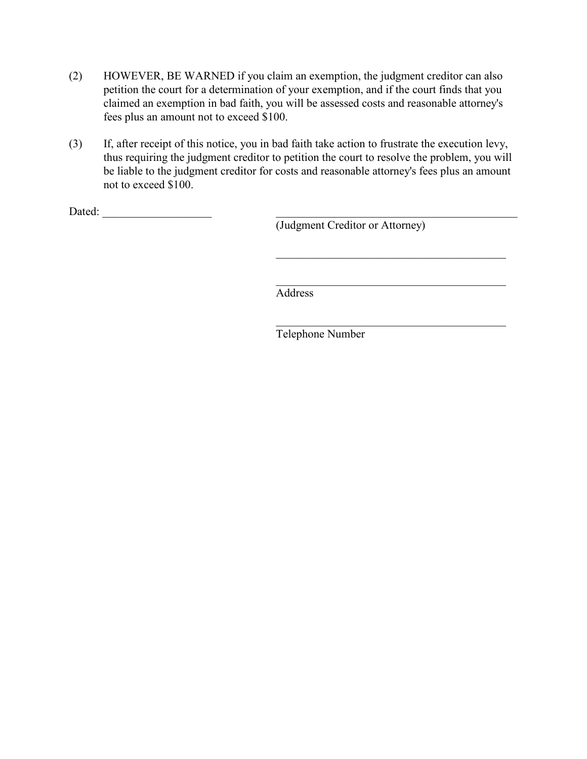(2) HOWEVER, BE WARNED if you claim an exemption, the judgment creditor can also petition the court for a determination of your exemption, and if the court finds that you claimed an exemption in bad faith, you will be assessed costs and reasonable attorney's fees plus an amount not to exceed $100.

(3) If, after receipt of this notice, you in bad faith take action to frustrate the execution levy, thus requiring the judgment creditor to petition the court to resolve the problem, you will be liable to the judgment creditor for costs and reasonable attorney's fees plus an amount not to exceed $100.

Dated: ___________________

_____________________________________________
(Judgment Creditor or Attorney)

__________________________________________

__________________________________________
Address

__________________________________________
Telephone Number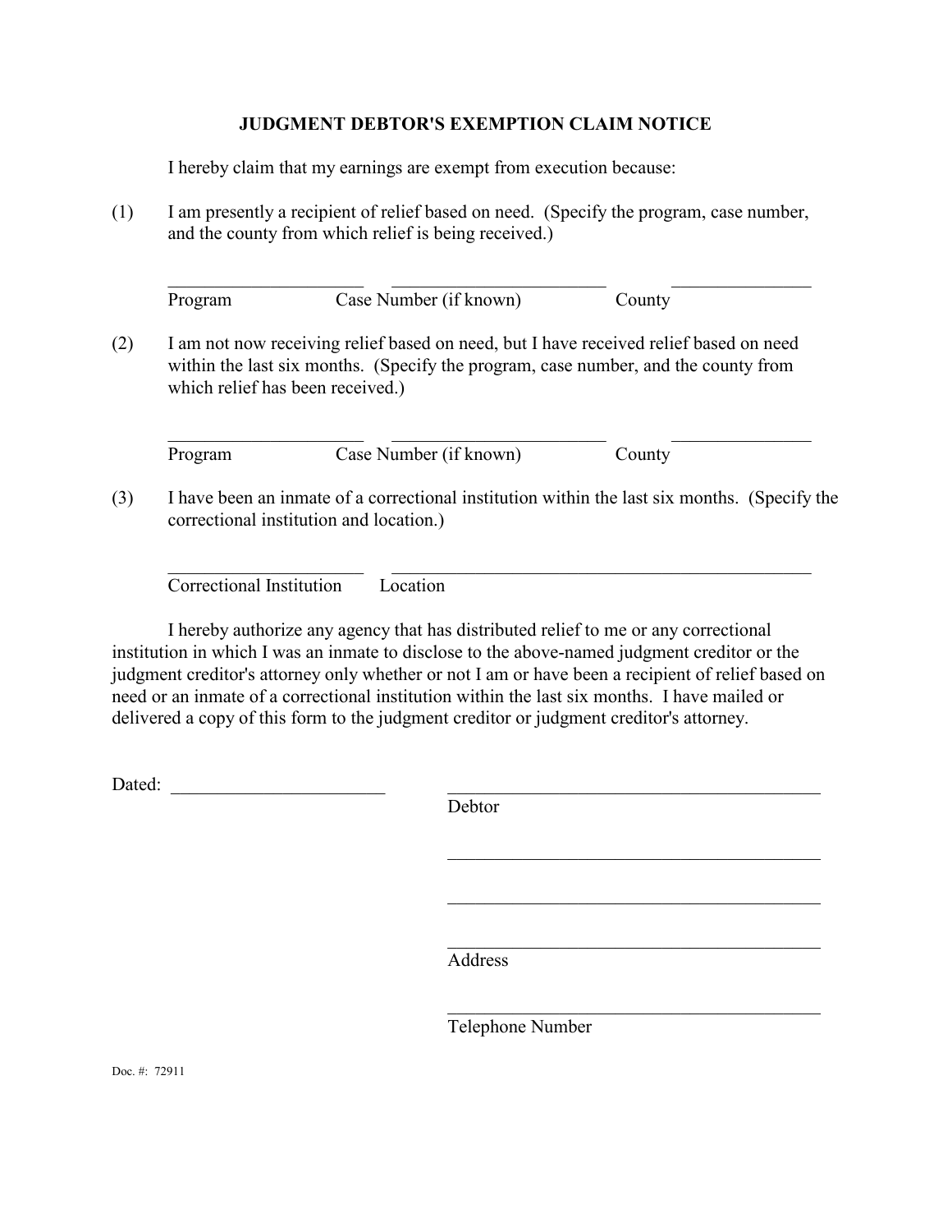# JUDGMENT DEBTOR'S EXEMPTION CLAIM NOTICE

I hereby claim that my earnings are exempt from execution because:

(1) I am presently a recipient of relief based on need. (Specify the program, case number, and the county from which relief is being received.)

\_\_\_\_\_\_\_\_\_\_\_\_\_\_\_\_\_\_\_\_ \_\_\_\_\_\_\_\_\_\_\_\_\_\_\_\_\_\_\_\_ \_\_\_\_\_\_\_\_\_\_\_\_\_\_\_

Program Case Number (if known) County

(2) I am not now receiving relief based on need, but I have received relief based on need within the last six months. (Specify the program, case number, and the county from which relief has been received.)

\_\_\_\_\_\_\_\_\_\_\_\_\_\_\_\_\_\_\_\_ \_\_\_\_\_\_\_\_\_\_\_\_\_\_\_\_\_\_\_\_ \_\_\_\_\_\_\_\_\_\_\_\_\_\_\_

Program Case Number (if known) County

(3) I have been an inmate of a correctional institution within the last six months. (Specify the correctional institution and location.)

\_\_\_\_\_\_\_\_\_\_\_\_\_\_\_\_\_\_\_\_ \_\_\_\_\_\_\_\_\_\_\_\_\_\_\_\_\_\_\_\_\_\_\_\_\_\_\_\_\_\_\_\_\_\_\_\_\_\_\_\_

Correctional Institution Location

I hereby authorize any agency that has distributed relief to me or any correctional institution in which I was an inmate to disclose to the above-named judgment creditor or the judgment creditor's attorney only whether or not I am or have been a recipient of relief based on need or an inmate of a correctional institution within the last six months. I have mailed or delivered a copy of this form to the judgment creditor or judgment creditor's attorney.

Dated: \_\_\_\_\_\_\_\_\_\_\_\_\_\_\_\_\_\_\_\_ \_\_\_\_\_\_\_\_\_\_\_\_\_\_\_\_\_\_\_\_\_\_\_\_\_\_\_\_\_\_\_\_\_\_\_\_

Debtor

\_\_\_\_\_\_\_\_\_\_\_\_\_\_\_\_\_\_\_\_\_\_\_\_\_\_\_\_\_\_\_\_\_\_\_\_

\_\_\_\_\_\_\_\_\_\_\_\_\_\_\_\_\_\_\_\_\_\_\_\_\_\_\_\_\_\_\_\_\_\_\_\_

\_\_\_\_\_\_\_\_\_\_\_\_\_\_\_\_\_\_\_\_\_\_\_\_\_\_\_\_\_\_\_\_\_\_\_\_

Address

\_\_\_\_\_\_\_\_\_\_\_\_\_\_\_\_\_\_\_\_\_\_\_\_\_\_\_\_\_\_\_\_\_\_\_\_

Telephone Number

Doc. #: 72911